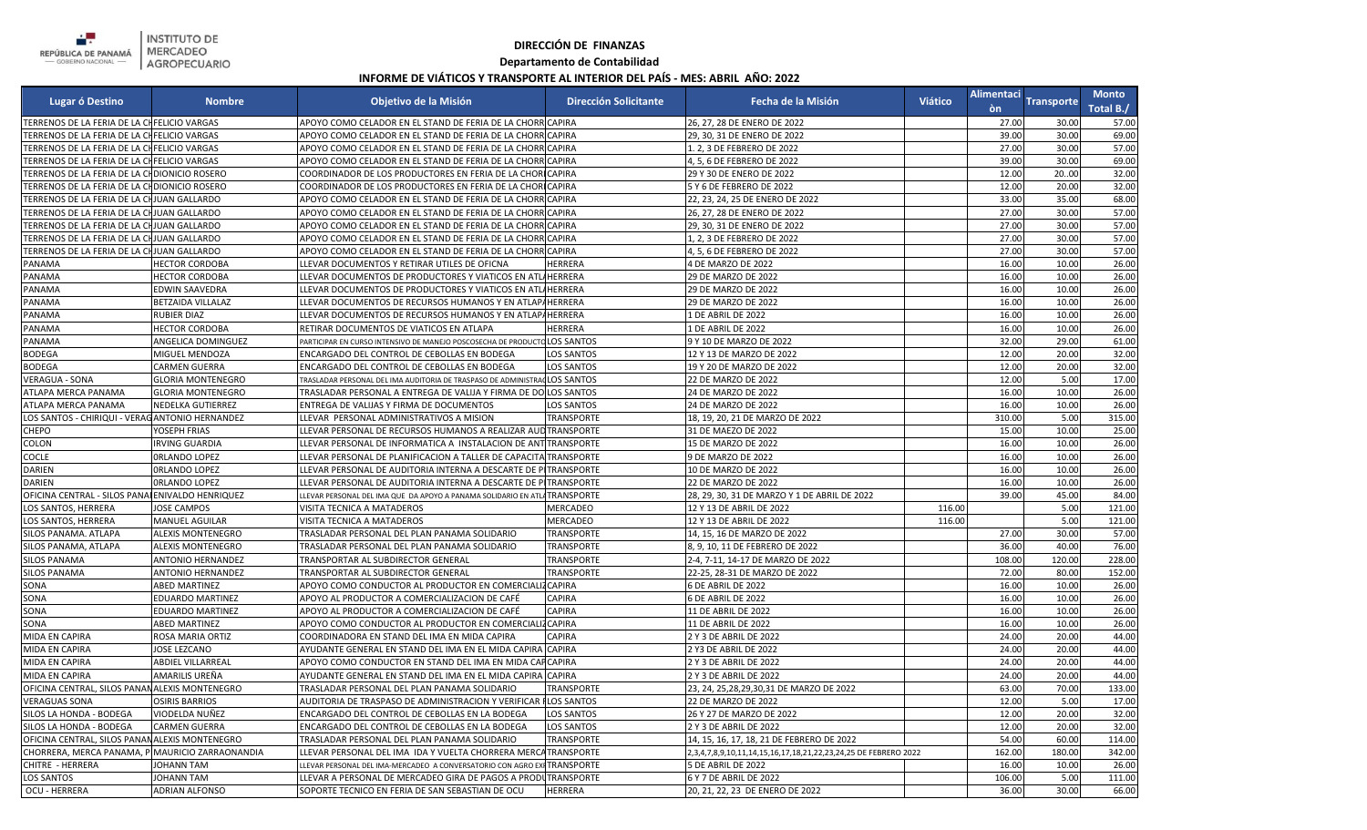REPÚBLICA DE PANAMÁ — GOBIERNO NACIONAL — | INSTITUTO DE MERCADEO AGROPECUARIO

## DIRECCIÓN DE FINANZAS

### Departamento de Contabilidad

### INFORME DE VIÁTICOS Y TRANSPORTE AL INTERIOR DEL PAÍS - MES: ABRIL AÑO: 2022

| Lugar ó Destino | Nombre | Objetivo de la Misión | Dirección Solicitante | Fecha de la Misión | Viático | Alimentaciòn | Transporte | Monto Total B./ |
|---|---|---|---|---|---|---|---|---|
| TERRENOS DE LA FERIA DE LA CH | FELICIO VARGAS | APOYO COMO CELADOR EN EL STAND DE FERIA DE LA CHORR | CAPIRA | 26, 27, 28 DE ENERO DE 2022 | | 27.00 | 30.00 | 57.00 |
| TERRENOS DE LA FERIA DE LA CH | FELICIO VARGAS | APOYO COMO CELADOR EN EL STAND DE FERIA DE LA CHORR | CAPIRA | 29, 30, 31 DE ENERO DE 2022 | | 39.00 | 30.00 | 69.00 |
| TERRENOS DE LA FERIA DE LA CH | FELICIO VARGAS | APOYO COMO CELADOR EN EL STAND DE FERIA DE LA CHORR | CAPIRA | 1. 2, 3 DE FEBRERO DE 2022 | | 27.00 | 30.00 | 57.00 |
| TERRENOS DE LA FERIA DE LA CH | FELICIO VARGAS | APOYO COMO CELADOR EN EL STAND DE FERIA DE LA CHORR | CAPIRA | 4, 5, 6 DE FEBRERO DE 2022 | | 39.00 | 30.00 | 69.00 |
| TERRENOS DE LA FERIA DE LA CH | DIONICIO ROSERO | COORDINADOR DE LOS PRODUCTORES EN FERIA DE LA CHOR | CAPIRA | 29 Y 30 DE ENERO DE 2022 | | 12.00 | 20..00 | 32.00 |
| TERRENOS DE LA FERIA DE LA CH | DIONICIO ROSERO | COORDINADOR DE LOS PRODUCTORES EN FERIA DE LA CHOR | CAPIRA | 5 Y 6 DE FEBRERO DE 2022 | | 12.00 | 20.00 | 32.00 |
| TERRENOS DE LA FERIA DE LA CH | JUAN GALLARDO | APOYO COMO CELADOR EN EL STAND DE FERIA DE LA CHORR | CAPIRA | 22, 23, 24, 25 DE ENERO DE 2022 | | 33.00 | 35.00 | 68.00 |
| TERRENOS DE LA FERIA DE LA CH | JUAN GALLARDO | APOYO COMO CELADOR EN EL STAND DE FERIA DE LA CHORR | CAPIRA | 26, 27, 28 DE ENERO DE 2022 | | 27.00 | 30.00 | 57.00 |
| TERRENOS DE LA FERIA DE LA CH | JUAN GALLARDO | APOYO COMO CELADOR EN EL STAND DE FERIA DE LA CHORR | CAPIRA | 29, 30, 31 DE ENERO DE 2022 | | 27.00 | 30.00 | 57.00 |
| TERRENOS DE LA FERIA DE LA CH | JUAN GALLARDO | APOYO COMO CELADOR EN EL STAND DE FERIA DE LA CHORR | CAPIRA | 1, 2, 3 DE FEBRERO DE 2022 | | 27.00 | 30.00 | 57.00 |
| TERRENOS DE LA FERIA DE LA CH | JUAN GALLARDO | APOYO COMO CELADOR EN EL STAND DE FERIA DE LA CHORR | CAPIRA | 4, 5, 6 DE FEBRERO DE 2022 | | 27.00 | 30.00 | 57.00 |
| PANAMA | HECTOR CORDOBA | LLEVAR DOCUMENTOS Y RETIRAR UTILES DE OFICNA | HERRERA | 4 DE MARZO DE 2022 | | 16.00 | 10.00 | 26.00 |
| PANAMA | HECTOR CORDOBA | LLEVAR DOCUMENTOS DE PRODUCTORES Y VIATICOS EN ATL | HERRERA | 29 DE MARZO DE 2022 | | 16.00 | 10.00 | 26.00 |
| PANAMA | EDWIN SAAVEDRA | LLEVAR DOCUMENTOS DE PRODUCTORES Y VIATICOS EN ATL | HERRERA | 29 DE MARZO DE 2022 | | 16.00 | 10.00 | 26.00 |
| PANAMA | BETZAIDA VILLALAZ | LLEVAR DOCUMENTOS DE RECURSOS HUMANOS Y EN ATLAPA | HERRERA | 29 DE MARZO DE 2022 | | 16.00 | 10.00 | 26.00 |
| PANAMA | RUBIER DIAZ | LLEVAR DOCUMENTOS DE RECURSOS HUMANOS Y EN ATLAPA | HERRERA | 1 DE ABRIL DE 2022 | | 16.00 | 10.00 | 26.00 |
| PANAMA | HECTOR CORDOBA | RETIRAR DOCUMENTOS DE VIATICOS EN ATLAPA | HERRERA | 1 DE ABRIL DE 2022 | | 16.00 | 10.00 | 26.00 |
| PANAMA | ANGELICA DOMINGUEZ | PARTICIPAR EN CURSO INTENSIVO DE MANEJO POSCOSECHA DE PRODUCTO | LOS SANTOS | 9 Y 10 DE MARZO DE 2022 | | 32.00 | 29.00 | 61.00 |
| BODEGA | MIGUEL MENDOZA | ENCARGADO DEL CONTROL DE CEBOLLAS EN BODEGA | LOS SANTOS | 12 Y 13 DE MARZO DE 2022 | | 12.00 | 20.00 | 32.00 |
| BODEGA | CARMEN GUERRA | ENCARGADO DEL CONTROL DE CEBOLLAS EN BODEGA | LOS SANTOS | 19 Y 20 DE MARZO DE 2022 | | 12.00 | 20.00 | 32.00 |
| VERAGUA - SONA | GLORIA MONTENEGRO | TRASLADAR PERSONAL DEL IMA AUDITORIA DE TRASPASO DE ADMINISTRAC | LOS SANTOS | 22 DE MARZO DE 2022 | | 12.00 | 5.00 | 17.00 |
| ATLAPA MERCA PANAMA | GLORIA MONTENEGRO | TRASLADAR PERSONAL A ENTREGA DE VALIJA Y FIRMA DE DO | LOS SANTOS | 24 DE MARZO DE 2022 | | 16.00 | 10.00 | 26.00 |
| ATLAPA MERCA PANAMA | NEDELKA GUTIERREZ | ENTREGA DE VALIJAS Y FIRMA DE DOCUMENTOS | LOS SANTOS | 24 DE MARZO DE 2022 | | 16.00 | 10.00 | 26.00 |
| LOS SANTOS - CHIRIQUI - VERAG | ANTONIO HERNANDEZ | LLEVAR PERSONAL ADMINISTRATIVOS A MISION | TRANSPORTE | 18, 19, 20, 21 DE MARZO DE 2022 | | 310.00 | 5.00 | 315.00 |
| CHEPO | YOSEPH FRIAS | LLEVAR PERSONAL DE RECURSOS HUMANOS A REALIZAR AUD | TRANSPORTE | 31 DE MAEZO DE 2022 | | 15.00 | 10.00 | 25.00 |
| COLON | IRVING GUARDIA | LLEVAR PERSONAL DE INFORMATICA A INSTALACION DE ANT | TRANSPORTE | 15 DE MARZO DE 2022 | | 16.00 | 10.00 | 26.00 |
| COCLE | 0RLANDO LOPEZ | LLEVAR PERSONAL DE PLANIFICACION A TALLER DE CAPACITA | TRANSPORTE | 9 DE MARZO DE 2022 | | 16.00 | 10.00 | 26.00 |
| DARIEN | 0RLANDO LOPEZ | LLEVAR PERSONAL DE AUDITORIA INTERNA A DESCARTE DE P | TRANSPORTE | 10 DE MARZO DE 2022 | | 16.00 | 10.00 | 26.00 |
| DARIEN | 0RLANDO LOPEZ | LLEVAR PERSONAL DE AUDITORIA INTERNA A DESCARTE DE P | TRANSPORTE | 22 DE MARZO DE 2022 | | 16.00 | 10.00 | 26.00 |
| OFICINA CENTRAL - SILOS PANA | ENIVALDO HENRIQUEZ | LLEVAR PERSONAL DEL IMA QUE DA APOYO A PANAMA SOLIDARIO EN ATL | TRANSPORTE | 28, 29, 30, 31 DE MARZO Y 1 DE ABRIL DE 2022 | | 39.00 | 45.00 | 84.00 |
| LOS SANTOS, HERRERA | JOSE CAMPOS | VISITA TECNICA A MATADEROS | MERCADEO | 12 Y 13 DE ABRIL DE 2022 | 116.00 | | 5.00 | 121.00 |
| LOS SANTOS, HERRERA | MANUEL AGUILAR | VISITA TECNICA A MATADEROS | MERCADEO | 12 Y 13 DE ABRIL DE 2022 | 116.00 | | 5.00 | 121.00 |
| SILOS PANAMA. ATLAPA | ALEXIS MONTENEGRO | TRASLADAR PERSONAL DEL PLAN PANAMA SOLIDARIO | TRANSPORTE | 14, 15, 16 DE MARZO DE 2022 | | 27.00 | 30.00 | 57.00 |
| SILOS PANAMA, ATLAPA | ALEXIS MONTENEGRO | TRASLADAR PERSONAL DEL PLAN PANAMA SOLIDARIO | TRANSPORTE | 8, 9, 10, 11 DE FEBRERO DE 2022 | | 36.00 | 40.00 | 76.00 |
| SILOS PANAMA | ANTONIO HERNANDEZ | TRANSPORTAR AL SUBDIRECTOR GENERAL | TRANSPORTE | 2-4, 7-11, 14-17 DE MARZO DE 2022 | | 108.00 | 120.00 | 228.00 |
| SILOS PANAMA | ANTONIO HERNANDEZ | TRANSPORTAR AL SUBDIRECTOR GENERAL | TRANSPORTE | 22-25, 28-31 DE MARZO DE 2022 | | 72.00 | 80.00 | 152.00 |
| SONA | ABED MARTINEZ | APOYO COMO CONDUCTOR AL PRODUCTOR EN COMERCIALIZ | CAPIRA | 6 DE ABRIL DE 2022 | | 16.00 | 10.00 | 26.00 |
| SONA | EDUARDO MARTINEZ | APOYO AL PRODUCTOR A COMERCIALIZACION DE CAFÉ | CAPIRA | 6 DE ABRIL DE 2022 | | 16.00 | 10.00 | 26.00 |
| SONA | EDUARDO MARTINEZ | APOYO AL PRODUCTOR A COMERCIALIZACION DE CAFÉ | CAPIRA | 11 DE ABRIL DE 2022 | | 16.00 | 10.00 | 26.00 |
| SONA | ABED MARTINEZ | APOYO COMO CONDUCTOR AL PRODUCTOR EN COMERCIALIZ | CAPIRA | 11 DE ABRIL DE 2022 | | 16.00 | 10.00 | 26.00 |
| MIDA EN CAPIRA | ROSA MARIA ORTIZ | COORDINADORA EN STAND DEL IMA EN MIDA CAPIRA | CAPIRA | 2 Y 3 DE ABRIL DE 2022 | | 24.00 | 20.00 | 44.00 |
| MIDA EN CAPIRA | JOSE LEZCANO | AYUDANTE GENERAL EN STAND DEL IMA EN EL MIDA CAPIRA | CAPIRA | 2 Y3 DE ABRIL DE 2022 | | 24.00 | 20.00 | 44.00 |
| MIDA EN CAPIRA | ABDIEL VILLARREAL | APOYO COMO CONDUCTOR EN STAND DEL IMA EN MIDA CAP | CAPIRA | 2 Y 3 DE ABRIL DE 2022 | | 24.00 | 20.00 | 44.00 |
| MIDA EN CAPIRA | AMARILIS UREÑA | AYUDANTE GENERAL EN STAND DEL IMA EN EL MIDA CAPIRA | CAPIRA | 2 Y 3 DE ABRIL DE 2022 | | 24.00 | 20.00 | 44.00 |
| OFICINA CENTRAL, SILOS PANAM | ALEXIS MONTENEGRO | TRASLADAR PERSONAL DEL PLAN PANAMA SOLIDARIO | TRANSPORTE | 23, 24, 25,28,29,30,31 DE MARZO DE 2022 | | 63.00 | 70.00 | 133.00 |
| VERAGUAS SONA | OSIRIS BARRIOS | AUDITORIA DE TRASPASO DE ADMINISTRACION Y VERIFICAR I | LOS SANTOS | 22 DE MARZO DE 2022 | | 12.00 | 5.00 | 17.00 |
| SILOS LA HONDA - BODEGA | VIODELDA NUÑEZ | ENCARGADO DEL CONTROL DE CEBOLLAS EN LA BODEGA | LOS SANTOS | 26 Y 27 DE MARZO DE 2022 | | 12.00 | 20.00 | 32.00 |
| SILOS LA HONDA - BODEGA | CARMEN GUERRA | ENCARGADO DEL CONTROL DE CEBOLLAS EN LA BODEGA | LOS SANTOS | 2 Y 3 DE ABRIL DE 2022 | | 12.00 | 20.00 | 32.00 |
| OFICINA CENTRAL, SILOS PANAM | ALEXIS MONTENEGRO | TRASLADAR PERSONAL DEL PLAN PANAMA SOLIDARIO | TRANSPORTE | 14, 15, 16, 17, 18, 21 DE FEBRERO DE 2022 | | 54.00 | 60.00 | 114.00 |
| CHORRERA, MERCA PANAMA, P | MAURICIO ZARRAONANDIA | LLEVAR PERSONAL DEL IMA IDA Y VUELTA CHORRERA MERCA | TRANSPORTE | 2,3,4,7,8,9,10,11,14,15,16,17,18,21,22,23,24,25 DE FEBRERO 2022 | | 162.00 | 180.00 | 342.00 |
| CHITRE - HERRERA | JOHANN TAM | LLEVAR PERSONAL DEL IMA-MERCADEO A CONVERSATORIO CON AGRO EX | TRANSPORTE | 5 DE ABRIL DE 2022 | | 16.00 | 10.00 | 26.00 |
| LOS SANTOS | JOHANN TAM | LLEVAR A PERSONAL DE MERCADEO GIRA DE PAGOS A PRODU | TRANSPORTE | 6 Y 7 DE ABRIL DE 2022 | | 106.00 | 5.00 | 111.00 |
| OCU - HERRERA | ADRIAN ALFONSO | SOPORTE TECNICO EN FERIA DE SAN SEBASTIAN DE OCU | HERRERA | 20, 21, 22, 23 DE ENERO DE 2022 | | 36.00 | 30.00 | 66.00 |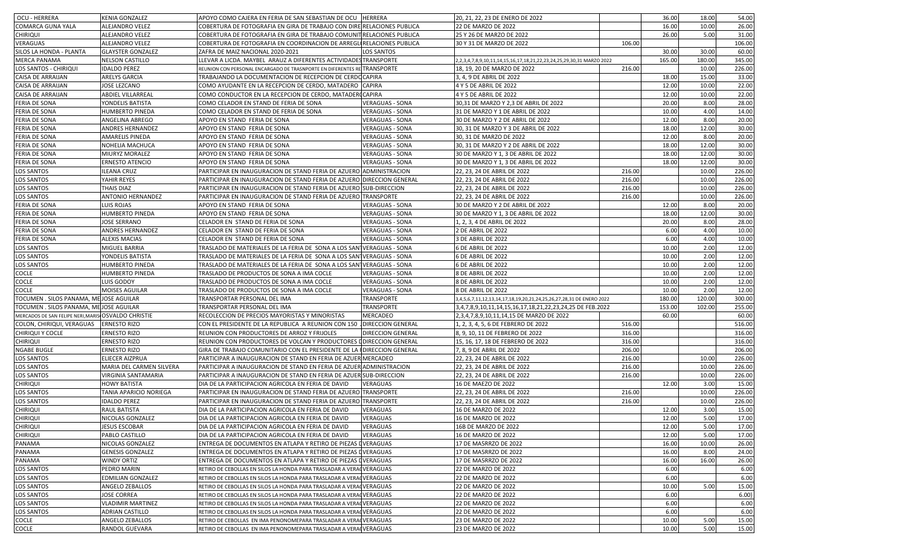| | | | | | | | | |
|---|---|---|---|---|---|---|---|---|
| OCU - HERRERA | KENIA GONZALEZ | APOYO COMO CAJERA EN FERIA DE SAN SEBASTIAN DE OCU | HERRERA | 20, 21, 22, 23 DE ENERO DE 2022 | | 36.00 | 18.00 | 54.00 |
| COMARCA GUNA YALA | ALEJANDRO VELEZ | COBERTURA DE FOTOGRAFIA EN GIRA DE TRABAJO CON DIRE | RELACIONES PUBLICA | 22 DE MARZO DE 2022 | | 16.00 | 10.00 | 26.00 |
| CHIRIQUI | ALEJANDRO VELEZ | COBERTURA DE FOTOGRAFIA EN GIRA DE TRABAJO COMUNIT | RELACIONES PUBLICA | 25 Y 26 DE MARZO DE 2022 | | 26.00 | 5.00 | 31.00 |
| VERAGUAS | ALEJANDRO VELEZ | COBERTURA DE FOTOGRAFIA EN COORDINACION DE ARREGL | RELACIONES PUBLICA | 30 Y 31 DE MARZO DE 2022 | 106.00 | | | 106.00 |
| SILOS LA HONDA - PLANTA | GLAYSTER GONZALEZ | ZAFRA DE MAIZ NACIONAL 2020-2021 | LOS SANTOS | | | 30.00 | 30.00 | 60.00 |
| MERCA PANAMA | NELSON CASTILLO | LLEVAR A LICDA. MAYBEL ARAUZ A DIFERENTES ACTIVIDADES | TRANSPORTE | 2,2,3,4,7,8,9,10,11,14,15,16,17,18,21,22,23,24,25,29,30,31 MARZO 2022 | | 165.00 | 180.00 | 345.00 |
| LOS SANTOS - CHIRIQUI | IDALDO PEREZ | REUNION CON PERSONAL ENCARGADO DE TRASNPORTE EN DIFERENTES RE | TRANSPORTE | 18, 19, 20 DE MARZO DE 2022 | 216.00 | | 10.00 | 226.00 |
| CAISA DE ARRAIJAN | ARELYS GARCIA | TRABAJANDO LA DOCUMENTACION DE RECEPCION DE CERDO | CAPIRA | 3, 4, 9 DE ABRIL DE 2022 | | 18.00 | 15.00 | 33.00 |
| CAISA DE ARRAIJAN | JOSE LEZCANO | COMO AYUDANTE EN LA RECEPCION DE CERDO, MATADERO | CAPIRA | 4 Y 5 DE ABRIL DE 2022 | | 12.00 | 10.00 | 22.00 |
| CAISA DE ARRAIJAN | ABDIEL VILLARREAL | COMO CONDUCTOR EN LA RECEPCION DE CERDO, MATADERO | CAPIRA | 4 Y 5 DE ABRIL DE 2022 | | 12.00 | 10.00 | 22.00 |
| FERIA DE SONA | YONDELIS BATISTA | COMO CELADOR EN STAND DE FERIA DE SONA | VERAGUAS - SONA | 30,31 DE MARZO Y 2,3 DE ABRIL DE 2022 | | 20.00 | 8.00 | 28.00 |
| FERIA DE SONA | HUMBERTO PINEDA | COMO CELADOR EN STAND DE FERIA DE SONA | VERAGUAS - SONA | 31 DE MARZO Y 1 DE ABRIL DE 2022 | | 10.00 | 4.00 | 14.00 |
| FERIA DE SONA | ANGELINA ABREGO | APOYO EN STAND FERIA DE SONA | VERAGUAS - SONA | 30 DE MARZO Y 2 DE ABRIL DE 2022 | | 12.00 | 8.00 | 20.00 |
| FERIA DE SONA | ANDRES HERNANDEZ | APOYO EN STAND FERIA DE SONA | VERAGUAS - SONA | 30, 31 DE MARZO Y 3 DE ABRIL DE 2022 | | 18.00 | 12.00 | 30.00 |
| FERIA DE SONA | AMARELIS PINEDA | APOYO EN STAND FERIA DE SONA | VERAGUAS - SONA | 30, 31 DE MARZO DE 2022 | | 12.00 | 8.00 | 20.00 |
| FERIA DE SONA | NOHELIA MACHUCA | APOYO EN STAND FERIA DE SONA | VERAGUAS - SONA | 30, 31 DE MARZO Y 2 DE ABRIL DE 2022 | | 18.00 | 12.00 | 30.00 |
| FERIA DE SONA | MIURYZ MORALEZ | APOYO EN STAND FERIA DE SONA | VERAGUAS - SONA | 30 DE MARZO Y 1, 3 DE ABRIL DE 2022 | | 18.00 | 12.00 | 30.00 |
| FERIA DE SONA | ERNESTO ATENCIO | APOYO EN STAND FERIA DE SONA | VERAGUAS - SONA | 30 DE MARZO Y 1, 3 DE ABRIL DE 2022 | | 18.00 | 12.00 | 30.00 |
| LOS SANTOS | ILEANA CRUZ | PARTICIPAR EN INAUGURACION DE STAND FERIA DE AZUERO | ADMINISTRACION | 22, 23, 24 DE ABRIL DE 2022 | 216.00 | | 10.00 | 226.00 |
| LOS SANTOS | YAHIR REYES | PARTICIPAR EN INAUGURACION DE STAND FERIA DE AZUERO | DIRECCION GENERAL | 22, 23, 24 DE ABRIL DE 2022 | 216.00 | | 10.00 | 226.00 |
| LOS SANTOS | THAIS DIAZ | PARTICIPAR EN INAUGURACION DE STAND FERIA DE AZUERO | SUB-DIRECCION | 22, 23, 24 DE ABRIL DE 2022 | 216.00 | | 10.00 | 226.00 |
| LOS SANTOS | ANTONIO HERNANDEZ | PARTICIPAR EN INAUGURACION DE STAND FERIA DE AZUERO | TRANSPORTE | 22, 23, 24 DE ABRIL DE 2022 | 216.00 | | 10.00 | 226.00 |
| FERIA DE SONA | LUIS ROJAS | APOYO EN STAND FERIA DE SONA | VERAGUAS - SONA | 30 DE MARZO Y 2 DE ABRIL DE 2022 | | 12.00 | 8.00 | 20.00 |
| FERIA DE SONA | HUMBERTO PINEDA | APOYO EN STAND FERIA DE SONA | VERAGUAS - SONA | 30 DE MARZO Y 1, 3 DE ABRIL DE 2022 | | 18.00 | 12.00 | 30.00 |
| FERIA DE SONA | JOSE SERRANO | CELADOR EN STAND DE FERIA DE SONA | VERAGUAS - SONA | 1, 2, 3, 4 DE ABRIL DE 2022 | | 20.00 | 8.00 | 28.00 |
| FERIA DE SONA | ANDRES HERNANDEZ | CELADOR EN STAND DE FERIA DE SONA | VERAGUAS - SONA | 2 DE ABRIL DE 2022 | | 6.00 | 4.00 | 10.00 |
| FERIA DE SONA | ALEXIS MACIAS | CELADOR EN STAND DE FERIA DE SONA | VERAGUAS - SONA | 3 DE ABRIL DE 2022 | | 6.00 | 4.00 | 10.00 |
| LOS SANTOS | MIGUEL BARRIA | TRASLADO DE MATERIALES DE LA FERIA DE SONA A LOS SANT | VERAGUAS - SONA | 6 DE ABRIL DE 2022 | | 10.00 | 2.00 | 12.00 |
| LOS SANTOS | YONDELIS BATISTA | TRASLADO DE MATERIALES DE LA FERIA DE SONA A LOS SANT | VERAGUAS - SONA | 6 DE ABRIL DE 2022 | | 10.00 | 2.00 | 12.00 |
| LOS SANTOS | HUMBERTO PINEDA | TRASLADO DE MATERIALES DE LA FERIA DE SONA A LOS SANT | VERAGUAS - SONA | 6 DE ABRIL DE 2022 | | 10.00 | 2.00 | 12.00 |
| COCLE | HUMBERTO PINEDA | TRASLADO DE PRODUCTOS DE SONA A IMA COCLE | VERAGUAS - SONA | 8 DE ABRIL DE 2022 | | 10.00 | 2.00 | 12.00 |
| COCLE | LUIS GODOY | TRASLADO DE PRODUCTOS DE SONA A IMA COCLE | VERAGUAS - SONA | 8 DE ABRIL DE 2022 | | 10.00 | 2.00 | 12.00 |
| COCLE | MOISES AGUILAR | TRASLADO DE PRODUCTOS DE SONA A IMA COCLE | VERAGUAS - SONA | 8 DE ABRIL DE 2022 | | 10.00 | 2.00 | 12.00 |
| TOCUMEN . SILOS PANAMA, ME | JOSE AGUILAR | TRANSPORTAR PERSONAL DEL IMA | TRANSPORTE | 3,4,5,6,7,11,12,13,14,17,18,19,20,21,24,25,26,27,28,31 DE ENERO 2022 | | 180.00 | 120.00 | 300.00 |
| TOCUMEN . SILOS PANAMA, ME | JOSE AGUILAR | TRANSPORTAR PERSONAL DEL IMA | TRANSPORTE | 3,4,7,8,9,10,11,14,15,16,17,18,21,22,23,24,25 DE FEB.2022 | | 153.00 | 102.00 | 255.00 |
| MERCADOS DE SAN FELIPE NERI,MARIS | OSVALDO CHRISTIE | RECOLECCION DE PRECIOS MAYORISTAS Y MINORISTAS | MERCADEO | 2,3,4,7,8,9,10,11,14,15 DE MARZO DE 2022 | | 60.00 | | 60.00 |
| COLON, CHIRIQUI, VERAGUAS | ERNESTO RIZO | CON EL PRESIDENTE DE LA REPUBLICA A REUNION CON 150 | DIRECCION GENERAL | 1, 2, 3, 4, 5, 6 DE FEBRERO DE 2022 | 516.00 | | | 516.00 |
| CHIRIQUI Y COCLE | ERNESTO RIZO | REUNION CON PRODUCTORES DE ARROZ Y FRIJOLES | DIRECCION GENERAL | 8, 9, 10, 11 DE FEBRERO DE 2022 | 316.00 | | | 316.00 |
| CHIRIQUI | ERNESTO RIZO | REUNION CON PRODUCTORES DE VOLCAN Y PRODUCTORES D | DIRECCION GENERAL | 15, 16, 17, 18 DE FEBRERO DE 2022 | 316.00 | | | 316.00 |
| NGABE BUGLE | ERNESTO RIZO | GIRA DE TRABAJO COMUNITARIO CON EL PRESIDENTE DE LA R | DIRECCION GENERAL | 7, 8, 9 DE ABRIL DE 2022 | 206.00 | | | 206.00 |
| LOS SANTOS | ELIECER AIZPRUA | PARTICIPAR A INAUGURACION DE STAND EN FERIA DE AZUER | MERCADEO | 22, 23, 24 DE ABRIL DE 2022 | 216.00 | | 10.00 | 226.00 |
| LOS SANTOS | MARIA DEL CARMEN SILVERA | PARTICIPAR A INAUGURACION DE STAND EN FERIA DE AZUER | ADMINISTRACION | 22, 23, 24 DE ABRIL DE 2022 | 216.00 | | 10.00 | 226.00 |
| LOS SANTOS | VIRGINIA SANTAMARIA | PARTICIPAR A INAUGURACION DE STAND EN FERIA DE AZUER | SUB-DIRECCION | 22, 23, 24 DE ABRIL DE 2022 | 216.00 | | 10.00 | 226.00 |
| CHIRIQUI | HOWY BATISTA | DIA DE LA PARTICIPACION AGRICOLA EN FERIA DE DAVID | VERAGUAS | 16 DE MAEZO DE 2022 | | 12.00 | 3.00 | 15.00 |
| LOS SANTOS | TANIA APARICIO NORIEGA | PARTICIPAR EN INAUGURACION DE STAND FERIA DE AZUERO | TRANSPORTE | 22, 23, 24 DE ABRIL DE 2022 | 216.00 | | 10.00 | 226.00 |
| LOS SANTOS | IDALDO PEREZ | PARTICIPAR EN INAUGURACION DE STAND FERIA DE AZUERO | TRANSPORTE | 22, 23, 24 DE ABRIL DE 2022 | 216.00 | | 10.00 | 226.00 |
| CHIRIQUI | RAUL BATISTA | DIA DE LA PARTICIPACION AGRICOLA EN FERIA DE DAVID | VERAGUAS | 16 DE MARZO DE 2022 | | 12.00 | 3.00 | 15.00 |
| CHIRIQUI | NICOLAS GONZALEZ | DIA DE LA PARTICIPACION AGRICOLA EN FERIA DE DAVID | VERAGUAS | 16 DE MARZO DE 2022 | | 12.00 | 5.00 | 17.00 |
| CHIRIQUI | JESUS ESCOBAR | DIA DE LA PARTICIPACION AGRICOLA EN FERIA DE DAVID | VERAGUAS | 16B DE MARZO DE 2022 | | 12.00 | 5.00 | 17.00 |
| CHIRIQUI | PABLO CASTILLO | DIA DE LA PARTICIPACION AGRICOLA EN FERIA DE DAVID | VERAGUAS | 16 DE MARZO DE 2022 | | 12.00 | 5.00 | 17.00 |
| PANAMA | NICOLAS GONZALEZ | ENTREGA DE DOCUMENTOS EN ATLAPA Y RETIRO DE PIEZAS D | VERAGUAS | 17 DE MASRRZO DE 2022 | | 16.00 | 10.00 | 26.00 |
| PANAMA | GENESIS GONZALEZ | ENTREGA DE DOCUMENTOS EN ATLAPA Y RETIRO DE PIEZAS D | VERAGUAS | 17 DE MASRRZO DE 2022 | | 16.00 | 8.00 | 24.00 |
| PANAMA | WINDY ORTIZ | ENTREGA DE DOCUMENTOS EN ATLAPA Y RETIRO DE PIEZAS D | VERAGUAS | 17 DE MASRRZO DE 2022 | | 16.00 | 16.00 | 26.00 |
| LOS SANTOS | PEDRO MARIN | RETIRO DE CEBOLLAS EN SILOS LA HONDA PARA TRASLADAR A VERAG | VERAGUAS | 22 DE MARZO DE 2022 | | 6.00 | | 6.00 |
| LOS SANTOS | EDMILIAN GONZALEZ | RETIRO DE CEBOLLAS EN SILOS LA HONDA PARA TRASLADAR A VERAG | VERAGUAS | 22 DE MARZO DE 2022 | | 6.00 | | 6.00 |
| LOS SANTOS | ANGELO ZEBALLOS | RETIRO DE CEBOLLAS EN SILOS LA HONDA PARA TRASLADAR A VERAG | VERAGUAS | 22 DE MARZO DE 2022 | | 10.00 | 5.00 | 15.00 |
| LOS SANTOS | JOSE CORREA | RETIRO DE CEBOLLAS EN SILOS LA HONDA PARA TRASLADAR A VERAG | VERAGUAS | 22 DE MARZO DE 2022 | | 6.00 | | 6.00) |
| LOS SANTOS | VLADIMIR MARTINEZ | RETIRO DE CEBOLLAS EN SILOS LA HONDA PARA TRASLADAR A VERAG | VERAGUAS | 22 DE MARZO DE 2022 | | 6.00 | | 6.00 |
| LOS SANTOS | ADRIAN CASTILLO | RETIRO DE CEBOLLAS EN SILOS LA HONDA PARA TRASLADAR A VERAG | VERAGUAS | 22 DE MARZO DE 2022 | | 6.00 | | 6.00 |
| COCLE | ANGELO ZEBALLOS | RETIRO DE CEBOLLAS EN IMA PENONOMEPARA TRASLADAR A VERAG | VERAGUAS | 23 DE MARZO DE 2022 | | 10.00 | 5.00 | 15.00 |
| COCLE | RANDOL GUEVARA | RETIRO DE CEBOLLAS EN IMA PENONOMEPARA TRASLADAR A VERAG | VERAGUAS | 23 DE MARZO DE 2022 | | 10.00 | 5.00 | 15.00 |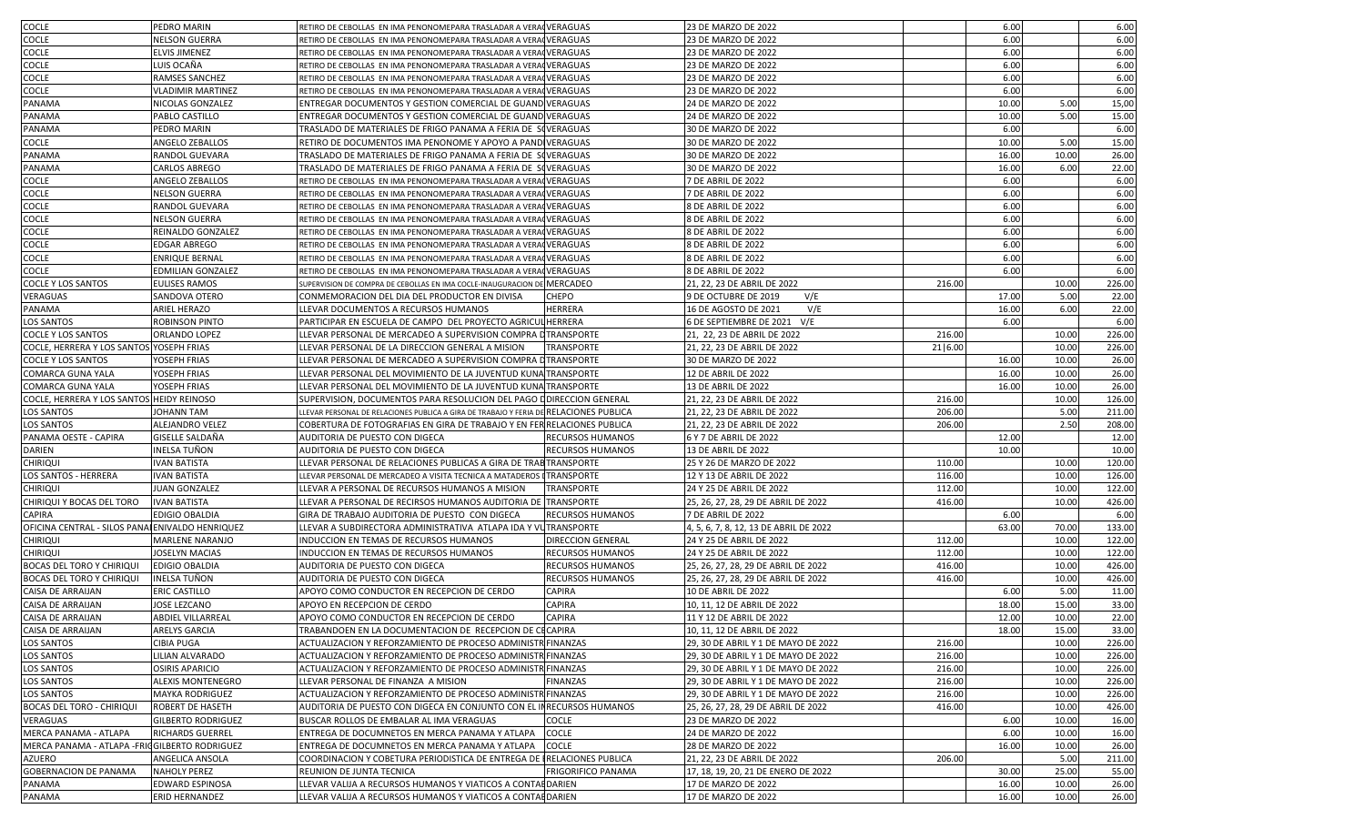| | | | | | | | | |
|---|---|---|---|---|---|---|---|---|
| COCLE | PEDRO MARIN | RETIRO DE CEBOLLAS EN IMA PENONOMEPARA TRASLADAR A VERA | VERAGUAS | 23 DE MARZO DE 2022 | | 6.00 | | 6.00 |
| COCLE | NELSON GUERRA | RETIRO DE CEBOLLAS EN IMA PENONOMEPARA TRASLADAR A VERA | VERAGUAS | 23 DE MARZO DE 2022 | | 6.00 | | 6.00 |
| COCLE | ELVIS JIMENEZ | RETIRO DE CEBOLLAS EN IMA PENONOMEPARA TRASLADAR A VERA | VERAGUAS | 23 DE MARZO DE 2022 | | 6.00 | | 6.00 |
| COCLE | LUIS OCAÑA | RETIRO DE CEBOLLAS EN IMA PENONOMEPARA TRASLADAR A VERA | VERAGUAS | 23 DE MARZO DE 2022 | | 6.00 | | 6.00 |
| COCLE | RAMSES SANCHEZ | RETIRO DE CEBOLLAS EN IMA PENONOMEPARA TRASLADAR A VERA | VERAGUAS | 23 DE MARZO DE 2022 | | 6.00 | | 6.00 |
| COCLE | VLADIMIR MARTINEZ | RETIRO DE CEBOLLAS EN IMA PENONOMEPARA TRASLADAR A VERA | VERAGUAS | 23 DE MARZO DE 2022 | | 6.00 | | 6.00 |
| PANAMA | NICOLAS GONZALEZ | ENTREGAR DOCUMENTOS Y GESTION COMERCIAL DE GUAND | VERAGUAS | 24 DE MARZO DE 2022 | | 10.00 | 5.00 | 15,00 |
| PANAMA | PABLO CASTILLO | ENTREGAR DOCUMENTOS Y GESTION COMERCIAL DE GUAND | VERAGUAS | 24 DE MARZO DE 2022 | | 10.00 | 5.00 | 15.00 |
| PANAMA | PEDRO MARIN | TRASLADO DE MATERIALES DE FRIGO PANAMA A FERIA DE S | VERAGUAS | 30 DE MARZO DE 2022 | | 6.00 | | 6.00 |
| COCLE | ANGELO ZEBALLOS | RETIRO DE DOCUMENTOS IMA PENONOME Y APOYO A PAND | VERAGUAS | 30 DE MARZO DE 2022 | | 10.00 | 5.00 | 15.00 |
| PANAMA | RANDOL GUEVARA | TRASLADO DE MATERIALES DE FRIGO PANAMA A FERIA DE S | VERAGUAS | 30 DE MARZO DE 2022 | | 16.00 | 10.00 | 26.00 |
| PANAMA | CARLOS ABREGO | TRASLADO DE MATERIALES DE FRIGO PANAMA A FERIA DE S | VERAGUAS | 30 DE MARZO DE 2022 | | 16.00 | 6.00 | 22.00 |
| COCLE | ANGELO ZEBALLOS | RETIRO DE CEBOLLAS EN IMA PENONOMEPARA TRASLADAR A VERA | VERAGUAS | 7 DE ABRIL DE 2022 | | 6.00 | | 6.00 |
| COCLE | NELSON GUERRA | RETIRO DE CEBOLLAS EN IMA PENONOMEPARA TRASLADAR A VERA | VERAGUAS | 7 DE ABRIL DE 2022 | | 6.00 | | 6.00 |
| COCLE | RANDOL GUEVARA | RETIRO DE CEBOLLAS EN IMA PENONOMEPARA TRASLADAR A VERA | VERAGUAS | 8 DE ABRIL DE 2022 | | 6.00 | | 6.00 |
| COCLE | NELSON GUERRA | RETIRO DE CEBOLLAS EN IMA PENONOMEPARA TRASLADAR A VERA | VERAGUAS | 8 DE ABRIL DE 2022 | | 6.00 | | 6.00 |
| COCLE | REINALDO GONZALEZ | RETIRO DE CEBOLLAS EN IMA PENONOMEPARA TRASLADAR A VERA | VERAGUAS | 8 DE ABRIL DE 2022 | | 6.00 | | 6.00 |
| COCLE | EDGAR ABREGO | RETIRO DE CEBOLLAS EN IMA PENONOMEPARA TRASLADAR A VERA | VERAGUAS | 8 DE ABRIL DE 2022 | | 6.00 | | 6.00 |
| COCLE | ENRIQUE BERNAL | RETIRO DE CEBOLLAS EN IMA PENONOMEPARA TRASLADAR A VERA | VERAGUAS | 8 DE ABRIL DE 2022 | | 6.00 | | 6.00 |
| COCLE | EDMILIAN GONZALEZ | RETIRO DE CEBOLLAS EN IMA PENONOMEPARA TRASLADAR A VERA | VERAGUAS | 8 DE ABRIL DE 2022 | | 6.00 | | 6.00 |
| COCLE Y LOS SANTOS | EULISES RAMOS | SUPERVISION DE COMPRA DE CEBOLLAS EN IMA COCLE-INAUGURACION DE | MERCADEO | 21, 22, 23 DE ABRIL DE 2022 | 216.00 | | 10.00 | 226.00 |
| VERAGUAS | SANDOVA OTERO | CONMEMORACION DEL DIA DEL PRODUCTOR EN DIVISA | CHEPO | 9 DE OCTUBRE DE 2019 V/E | | 17.00 | 5.00 | 22.00 |
| PANAMA | ARIEL HERAZO | LLEVAR DOCUMENTOS A RECURSOS HUMANOS | HERRERA | 16 DE AGOSTO DE 2021 V/E | | 16.00 | 6.00 | 22.00 |
| LOS SANTOS | ROBINSON PINTO | PARTICIPAR EN ESCUELA DE CAMPO DEL PROYECTO AGRICUL | HERRERA | 6 DE SEPTIEMBRE DE 2021 V/E | | 6.00 | | 6.00 |
| COCLE Y LOS SANTOS | ORLANDO LOPEZ | LLEVAR PERSONAL DE MERCADEO A SUPERVISION COMPRA D | TRANSPORTE | 21, 22, 23 DE ABRIL DE 2022 | 216.00 | | 10.00 | 226.00 |
| COCLE, HERRERA Y LOS SANTOS | YOSEPH FRIAS | LLEVAR PERSONAL DE LA DIRECCION GENERAL A MISION | TRANSPORTE | 21, 22, 23 DE ABRIL DE 2022 | 21\|6.00 | | 10.00 | 226.00 |
| COCLE Y LOS SANTOS | YOSEPH FRIAS | LLEVAR PERSONAL DE MERCADEO A SUPERVISION COMPRA D | TRANSPORTE | 30 DE MARZO DE 2022 | | 16.00 | 10.00 | 26.00 |
| COMARCA GUNA YALA | YOSEPH FRIAS | LLEVAR PERSONAL DEL MOVIMIENTO DE LA JUVENTUD KUNA | TRANSPORTE | 12 DE ABRIL DE 2022 | | 16.00 | 10.00 | 26.00 |
| COMARCA GUNA YALA | YOSEPH FRIAS | LLEVAR PERSONAL DEL MOVIMIENTO DE LA JUVENTUD KUNA | TRANSPORTE | 13 DE ABRIL DE 2022 | | 16.00 | 10.00 | 26.00 |
| COCLE, HERRERA Y LOS SANTOS | HEIDY REINOSO | SUPERVISION, DOCUMENTOS PARA RESOLUCION DEL PAGO D | DIRECCION GENERAL | 21, 22, 23 DE ABRIL DE 2022 | 216.00 | | 10.00 | 126.00 |
| LOS SANTOS | JOHANN TAM | LLEVAR PERSONAL DE RELACIONES PUBLICA A GIRA DE TRABAJO Y FERIA DE | RELACIONES PUBLICA | 21, 22, 23 DE ABRIL DE 2022 | 206.00 | | 5.00 | 211.00 |
| LOS SANTOS | ALEJANDRO VELEZ | COBERTURA DE FOTOGRAFIAS EN GIRA DE TRABAJO Y EN FER | RELACIONES PUBLICA | 21, 22, 23 DE ABRIL DE 2022 | 206.00 | | 2.50 | 208.00 |
| PANAMA OESTE - CAPIRA | GISELLE SALDAÑA | AUDITORIA DE PUESTO CON DIGECA | RECURSOS HUMANOS | 6 Y 7 DE ABRIL DE 2022 | | 12.00 | | 12.00 |
| DARIEN | INELSA TUÑON | AUDITORIA DE PUESTO CON DIGECA | RECURSOS HUMANOS | 13 DE ABRIL DE 2022 | | 10.00 | | 10.00 |
| CHIRIQUI | IVAN BATISTA | LLEVAR PERSONAL DE RELACIONES PUBLICAS A GIRA DE TRAB | TRANSPORTE | 25 Y 26 DE MARZO DE 2022 | 110.00 | | 10.00 | 120.00 |
| LOS SANTOS - HERRERA | IVAN BATISTA | LLEVAR PERSONAL DE MERCADEO A VISITA TECNICA A MATADEROS | TRANSPORTE | 12 Y 13 DE ABRIL DE 2022 | 116.00 | | 10.00 | 126.00 |
| CHIRIQUI | JUAN GONZALEZ | LLEVAR A PERSONAL DE RECURSOS HUMANOS A MISION | TRANSPORTE | 24 Y 25 DE ABRIL DE 2022 | 112.00 | | 10.00 | 122.00 |
| CHIRIQUI Y BOCAS DEL TORO | IVAN BATISTA | LLEVAR A PERSONAL DE RECIRSOS HUMANOS AUDITORIA DE | TRANSPORTE | 25, 26, 27, 28, 29 DE ABRIL DE 2022 | 416.00 | | 10.00 | 426.00 |
| CAPIRA | EDIGIO OBALDIA | GIRA DE TRABAJO AUDITORIA DE PUESTO CON DIGECA | RECURSOS HUMANOS | 7 DE ABRIL DE 2022 | | 6.00 | | 6.00 |
| OFICINA CENTRAL - SILOS PANA | ENIVALDO HENRIQUEZ | LLEVAR A SUBDIRECTORA ADMINISTRATIVA ATLAPA IDA Y VU | TRANSPORTE | 4, 5, 6, 7, 8, 12, 13 DE ABRIL DE 2022 | | 63.00 | 70.00 | 133.00 |
| CHIRIQUI | MARLENE NARANJO | INDUCCION EN TEMAS DE RECURSOS HUMANOS | DIRECCION GENERAL | 24 Y 25 DE ABRIL DE 2022 | 112.00 | | 10.00 | 122.00 |
| CHIRIQUI | JOSELYN MACIAS | INDUCCION EN TEMAS DE RECURSOS HUMANOS | RECURSOS HUMANOS | 24 Y 25 DE ABRIL DE 2022 | 112.00 | | 10.00 | 122.00 |
| BOCAS DEL TORO Y CHIRIQUI | EDIGIO OBALDIA | AUDITORIA DE PUESTO CON DIGECA | RECURSOS HUMANOS | 25, 26, 27, 28, 29 DE ABRIL DE 2022 | 416.00 | | 10.00 | 426.00 |
| BOCAS DEL TORO Y CHIRIQUI | INELSA TUÑON | AUDITORIA DE PUESTO CON DIGECA | RECURSOS HUMANOS | 25, 26, 27, 28, 29 DE ABRIL DE 2022 | 416.00 | | 10.00 | 426.00 |
| CAISA DE ARRAIJAN | ERIC CASTILLO | APOYO COMO CONDUCTOR EN RECEPCION DE CERDO | CAPIRA | 10 DE ABRIL DE 2022 | | 6.00 | 5.00 | 11.00 |
| CAISA DE ARRAIJAN | JOSE LEZCANO | APOYO EN RECEPCION DE CERDO | CAPIRA | 10, 11, 12 DE ABRIL DE 2022 | | 18.00 | 15.00 | 33.00 |
| CAISA DE ARRAIJAN | ABDIEL VILLARREAL | APOYO COMO CONDUCTOR EN RECEPCION DE CERDO | CAPIRA | 11 Y 12 DE ABRIL DE 2022 | | 12.00 | 10.00 | 22.00 |
| CAISA DE ARRAIJAN | ARELYS GARCIA | TRABANDOEN EN LA DOCUMENTACION DE RECEPCION DE CE | CAPIRA | 10, 11, 12 DE ABRIL DE 2022 | | 18.00 | 15.00 | 33.00 |
| LOS SANTOS | CIBIA PUGA | ACTUALIZACION Y REFORZAMIENTO DE PROCESO ADMINISTR | FINANZAS | 29, 30 DE ABRIL Y 1 DE MAYO DE 2022 | 216.00 | | 10.00 | 226.00 |
| LOS SANTOS | LILIAN ALVARADO | ACTUALIZACION Y REFORZAMIENTO DE PROCESO ADMINISTR | FINANZAS | 29, 30 DE ABRIL Y 1 DE MAYO DE 2022 | 216.00 | | 10.00 | 226.00 |
| LOS SANTOS | OSIRIS APARICIO | ACTUALIZACION Y REFORZAMIENTO DE PROCESO ADMINISTR | FINANZAS | 29, 30 DE ABRIL Y 1 DE MAYO DE 2022 | 216.00 | | 10.00 | 226.00 |
| LOS SANTOS | ALEXIS MONTENEGRO | LLEVAR PERSONAL DE FINANZA A MISION | FINANZAS | 29, 30 DE ABRIL Y 1 DE MAYO DE 2022 | 216.00 | | 10.00 | 226.00 |
| LOS SANTOS | MAYKA RODRIGUEZ | ACTUALIZACION Y REFORZAMIENTO DE PROCESO ADMINISTR | FINANZAS | 29, 30 DE ABRIL Y 1 DE MAYO DE 2022 | 216.00 | | 10.00 | 226.00 |
| BOCAS DEL TORO - CHIRIQUI | ROBERT DE HASETH | AUDITORIA DE PUESTO CON DIGECA EN CONJUNTO CON EL IN | RECURSOS HUMANOS | 25, 26, 27, 28, 29 DE ABRIL DE 2022 | 416.00 | | 10.00 | 426.00 |
| VERAGUAS | GILBERTO RODRIGUEZ | BUSCAR ROLLOS DE EMBALAR AL IMA VERAGUAS | COCLE | 23 DE MARZO DE 2022 | | 6.00 | 10.00 | 16.00 |
| MERCA PANAMA - ATLAPA | RICHARDS GUERREL | ENTREGA DE DOCUMNETOS EN MERCA PANAMA Y ATLAPA | COCLE | 24 DE MARZO DE 2022 | | 6.00 | 10.00 | 16.00 |
| MERCA PANAMA - ATLAPA -FRIG | GILBERTO RODRIGUEZ | ENTREGA DE DOCUMNETOS EN MERCA PANAMA Y ATLAPA | COCLE | 28 DE MARZO DE 2022 | | 16.00 | 10.00 | 26.00 |
| AZUERO | ANGELICA ANSOLA | COORDINACION Y COBETURA PERIODISTICA DE ENTREGA DE I | RELACIONES PUBLICA | 21, 22, 23 DE ABRIL DE 2022 | 206.00 | | 5.00 | 211.00 |
| GOBERNACION DE PANAMA | NAHOLY PEREZ | REUNION DE JUNTA TECNICA | FRIGORIFICO PANAMA | 17, 18, 19, 20, 21 DE ENERO DE 2022 | | 30.00 | 25.00 | 55.00 |
| PANAMA | EDWARD ESPINOSA | LLEVAR VALIJA A RECURSOS HUMANOS Y VIATICOS A CONTAE | DARIEN | 17 DE MARZO DE 2022 | | 16.00 | 10.00 | 26.00 |
| PANAMA | ERID HERNANDEZ | LLEVAR VALIJA A RECURSOS HUMANOS Y VIATICOS A CONTAE | DARIEN | 17 DE MARZO DE 2022 | | 16.00 | 10.00 | 26.00 |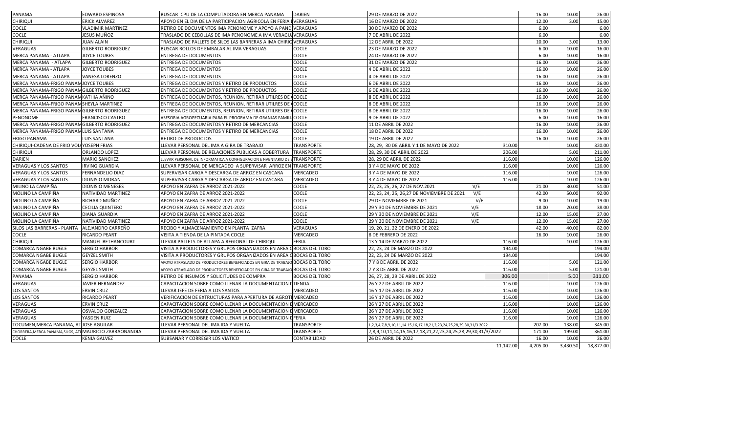| | | | | | | | | |
|---|---|---|---|---|---|---|---|---|
| PANAMA | EDWARD ESPINOSA | BUSCAR CPU DE LA COMPUTADORA EN MERCA PANAMA | DARIEN | 29 DE MARZO DE 2022 | | 16.00 | 10.00 | 26.00 |
| CHIRIQUI | ERICK ALVAREZ | APOYO EN EL DIA DE LA PARTICIPACION AGRICOLA EN FERIA D | VERAGUAS | 16 DE MARZO DE 2022 | | 12.00 | 3.00 | 15.00 |
| COCLE | VLADIMIR MARTINEZ | RETIRO DE DOCUMENTOS IMA PENONOME Y APOYO A PAND | VERAGUAS | 30 DE MARZO DE 2022 | | 6.00 | | 6.00 |
| COCLE | JESUS MUÑOZ | TRASLADO DE CEBOLLAS DE IMA PENONOME A IMA VERAGU | VERAGUAS | 7 DE ABRIL DE 2022 | | 6.00 | | 6.00 |
| CHIRIQUI | JUAN ALAIN | TRASLADO DE PALLETS DE SILOS LAS BARRERAS A IMA CHIRIQ | VERAGUAS | 12 DE ABRIL DE 2022 | | 10.00 | 3.00 | 13.00 |
| VERAGUAS | GILBERTO RODRIGUEZ | BUSCAR ROLLOS DE EMBALAR AL IMA VERAGUAS | COCLE | 23 DE MARZO DE 2022 | | 6.00 | 10.00 | 16.00 |
| MERCA PANAMA - ATLAPA | JOYCE TOUBES | ENTREGA DE DOCUMENTOS | COCLE | 24 DE MARZO DE 2022 | | 6.00 | 10.00 | 16.00 |
| MERCA PANAMA - ATLAPA | GILBERTO RODRIGUEZ | ENTREGA DE DOCUMENTOS | COCLE | 31 DE MARZO DE 2022 | | 16.00 | 10.00 | 26.00 |
| MERCA PANAMA - ATLAPA | JOYCE TOUBES | ENTREGA DE DOCUMENTOS | COCLE | 4 DE ABRIL DE 2022 | | 16.00 | 10.00 | 26.00 |
| MERCA PANAMA - ATLAPA | VANESA LORENZO | ENTREGA DE DOCUMENTOS | COCLE | 4 DE ABRIL DE 2022 | | 16.00 | 10.00 | 26.00 |
| MERCA PANAMA-FRIGO PANAM | JOYCE TOUBES | ENTREGA DE DOCUMENTOS Y RETIRO DE PRODUCTOS | COCLE | 6 DE ABRIL DE 2022 | | 16.00 | 10.00 | 26.00 |
| MERCA PANAMA-FRIGO PANAM | GILBERTO RODRIGUEZ | ENTREGA DE DOCUMENTOS Y RETIRO DE PRODUCTOS | COCLE | 6 DE ABRIL DE 2022 | | 16.00 | 10.00 | 26.00 |
| MERCA PANAMA-FRIGO PANAM | KATHIA AÑINO | ENTREGA DE DOCUMENTOS, REUNION, RETIRAR UTILRES DE C | COCLE | 8 DE ABRIL DE 2022 | | 16.00 | 10.00 | 26.00 |
| MERCA PANAMA-FRIGO PANAM | SHEYLA MARTINEZ | ENTREGA DE DOCUMENTOS, REUNION, RETIRAR UTILRES DE C | COCLE | 8 DE ABRIL DE 2022 | | 16.00 | 10.00 | 26.00 |
| MERCA PANAMA-FRIGO PANAM | GILBERTO RODRIGUEZ | ENTREGA DE DOCUMENTOS, REUNION, RETIRAR UTILRES DE C | COCLE | 8 DE ABRIL DE 2022 | | 16.00 | 10.00 | 26.00 |
| PENONOME | FRANCISCO CASTRO | ASESORIA AGROPECUARIA PARA EL PROGRAMA DE GRANJAS FAMILI | COCLE | 9 DE ABRIL DE 2022 | | 6.00 | 10.00 | 16.00 |
| MERCA PANAMA-FRIGO PANAM | GILBERTO RODRIGUEZ | ENTREGA DE DOCUMENTOS Y RETIRO DE MERCANCIAS | COCLE | 11 DE ABRIL DE 2022 | | 16.00 | 10.00 | 26.00 |
| MERCA PANAMA-FRIGO PANAM | LUIS SANTANA | ENTREGA DE DOCUMENTOS Y RETIRO DE MERCANCIAS | COCLE | 18 DE ABRIL DE 2022 | | 16.00 | 10.00 | 26.00 |
| FRIGO PANAMA | LUIS SANTANA | RETIRO DE PRODUCTOS | COCLE | 19 DE ABRIL DE 2022 | | 16.00 | 10.00 | 26.00 |
| CHIRIQUI-CADENA DE FRIO VOL | YOSEPH FRIAS | LLEVAR PERSONAL DEL IMA A GIRA DE TRABAJO | TRANSPORTE | 28, 29, 30 DE ABRIL Y 1 DE MAYO DE 2022 | 310.00 | | 10.00 | 320.00 |
| CHIRIQUI | ORLANDO LOPEZ | LLEVAR PERSONAL DE RELACIONES PUBLICAS A COBERTURA | TRANSPORTE | 28, 29, 30 DE ABRIL DE 2022 | 206.00 | | 5.00 | 211.00 |
| DARIEN | MARIO SANCHEZ | LLEVAR PERSONAL DE INFORMATICA A CONFIGURACION E INVENTARIO DE E | TRANSPORTE | 28, 29 DE ABRIL DE 2022 | 116.00 | | 10.00 | 126.00 |
| VERAGUAS Y LOS SANTOS | IRVING GUARDIA | LLEVAR PERSONAL DE MERCADEO A SUPERVISAR ARROZ EN | TRANSPORTE | 3 Y 4 DE MAYO DE 2022 | 116.00 | | 10.00 | 126.00 |
| VERAGUAS Y LOS SANTOS | FERNANDELIO DIAZ | SUPERVISAR CARGA Y DESCARGA DE ARROZ EN CASCARA | MERCADEO | 3 Y 4 DE MAYO DE 2022 | 116.00 | | 10.00 | 126.00 |
| VERAGUAS Y LOS SANTOS | DIONISIO MORAN | SUPERVISAR CARGA Y DESCARGA DE ARROZ EN CASCARA | MERCADEO | 3 Y 4 DE MAYO DE 2022 | 116.00 | | 10.00 | 126.00 |
| MILINO LA CAMPIÑA | DIONISIO MENESES | APOYO EN ZAFRA DE ARROZ 2021-2022 | COCLE | 22, 23, 25, 26, 27 DE NOV.2021 V/E | | 21.00 | 30.00 | 51.00 |
| MOLINO LA CAMPIÑA | NATIVIDAD MARTINEZ | APOYO EN ZAFRA DE ARROZ 2021-2022 | COCLE | 22, 23, 24, 25, 26,27 DE NOVIEMBRE DE 2021 V/E | | 42.00 | 50.00 | 92.00 |
| MOLINO LA CAMPIÑA | RICHARD MUÑOZ | APOYO EN ZAFRA DE ARROZ 2021-2022 | COCLE | 29 DE NOVIEMBRE DE 2021 V/E | | 9.00 | 10.00 | 19.00 |
| MOLINO LA CAMPIÑA | CECILIA QUINTERO | APOYO EN ZAFRA DE ARROZ 2021-2022 | COCLE | 29 Y 30 DE NOVIEMBRE DE 2021 V/E | | 18.00 | 20.00 | 38.00 |
| MOLINO LA CAMPIÑA | DIANA GUARDIA | APOYO EN ZAFRA DE ARROZ 2021-2022 | COCLE | 29 Y 30 DE NOVIEMBRE DE 2021 V/E | | 12.00 | 15.00 | 27.00 |
| MOLINO LA CAMPIÑA | NATIVIDAD MARTINEZ | APOYO EN ZAFRA DE ARROZ 2021-2022 | COCLE | 29 Y 30 DE NOVIEMBRE DE 2021 V/E | | 12.00 | 15.00 | 27.00 |
| SILOS LAS BARRERAS - PLANTA | ALEJANDRO CARREÑO | RECIBO Y ALMACENAMIENTO EN PLANTA ZAFRA | VERAGUAS | 19, 20, 21, 22 DE ENERO DE 2022 | | 42.00 | 40.00 | 82.00 |
| COCLE | RICARDO PEART | VISITA A TIENDA DE LA PINTADA COCLE | MERCADEO | 8 DE FEBRERO DE 2022 | | 16.00 | 10.00 | 26.00 |
| CHIRIQUI | MANUEL BETHANCOURT | LLEVAR PALLETS DE ATLAPA A REGIONAL DE CHIRIQUI | FERIA | 13 Y 14 DE MARZO DE 2022 | 116.00 | | 10.00 | 126.00 |
| COMARCA NGABE BUGLE | SERGIO HARBOR | VISITA A PRODUCTORES Y GRUPOS ORGANIZADOS EN AREA C | BOCAS DEL TORO | 22, 23, 24 DE MARZO DE 2022 | 194.00 | | | 194.00 |
| COMARCA NGABE BUGLE | GEYZEL SMITH | VISITA A PRODUCTORES Y GRUPOS ORGANIZADOS EN AREA C | BOCAS DEL TORO | 22, 23, 24 DE MARZO DE 2022 | 194.00 | | | 194.00 |
| COMARCA NGABE BUGLE | SERGIO HARBOR | APOYO ATRASLADO DE PRODUCTORES BENEFICIADOS EN GIRA DE TRABAJO | BOCAS DEL TORO | 7 Y 8 DE ABRIL DE 2022 | 116.00 | | 5.00 | 121.00 |
| COMARCA NGABE BUGLE | GEYZEL SMITH | APOYO ATRASLADO DE PRODUCTORES BENEFICIADOS EN GIRA DE TRABAJO | BOCAS DEL TORO | 7 Y 8 DE ABRIL DE 2022 | 116.00 | | 5.00 | 121.00 |
| PANAMA | SERGIO HARBOR | RETIRO DE INSUMOS Y SOLICITUDES DE COMPRA | BOCAS DEL TORO | 26, 27, 28, 29 DE ABRIL DE 2022 | 306.00 | | 5.00 | 311.00 |
| VERAGUAS | JAVIER HERNANDEZ | CAPACITACION SOBRE COMO LLENAR LA DOCUMENTACION D | TIENDA | 26 Y 27 DE ABRIL DE 2022 | 116.00 | | 10.00 | 126.00 |
| LOS SANTOS | ERVIN CRUZ | LLEVAR JEFE DE FERIA A LOS SANTOS | MERCADEO | 16 Y 17 DE ABRIL DE 2022 | 116.00 | | 10.00 | 126.00 |
| LOS SANTOS | RICARDO PEART | VERIFICACION DE EXTRUCTURAS PARA APERTURA DE AGROTI | MERCADEO | 16 Y 17 DE ABRIL DE 2022 | 116.00 | | 10.00 | 126.00 |
| VERAGUAS | ERVIN CRUZ | CAPACITACION SOBRE COMO LLENAR LA DOCUMENTACION D | MERCADEO | 26 Y 27 DE ABRIL DE 2022 | 116.00 | | 10.00 | 126.00 |
| VERAGUAS | OSVALDO GONZALEZ | CAPACITACION SOBRE COMO LLENAR LA DOCUMENTACION D | MERCADEO | 26 Y 27 DE ABRIL DE 2022 | 116.00 | | 10.00 | 126.00 |
| VERAGUAS | YASDEN RUIZ | CAPACITACION SOBRE COMO LLENAR LA DOCUMENTACION D | FERIA | 26 Y 27 DE ABRIL DE 2022 | 116.00 | | 10.00 | 126.00 |
| TOCUMEN,MERCA PANAMA, AT | JOSE AGUILAR | LLEVAR PERSONAL DEL IMA IDA Y VUELTA | TRANSPORTE | 1,2,3,4,7,8,9,10,11,14.15,16,17,18,21,22,23,24,25,28,29,30,31/3 2022 | | 207.00 | 138.00 | 345.00 |
| CHORRERA,MERCA PANAMA,SILOS, AT | MAURICIO ZARRAONANDIA | LLEVAR PERSONAL DEL IMA IDA Y VUELTA | TRANSPORTE | 7,8,9,10,11,14,15,16,17,18,21,22,23,24,25,28,29,30,31/3/2022 | | 171.00 | 199.00 | 361.00 |
| COCLE | KENIA GALVEZ | SUBSANAR Y CORREGIR LOS VIATICO | CONTABILIDAD | 26 DE ABRIL DE 2022 | | 16.00 | 10.00 | 26.00 |
| | | | | | 11,142.00 | 4,205.00 | 3,430.50 | 18,877.00 |